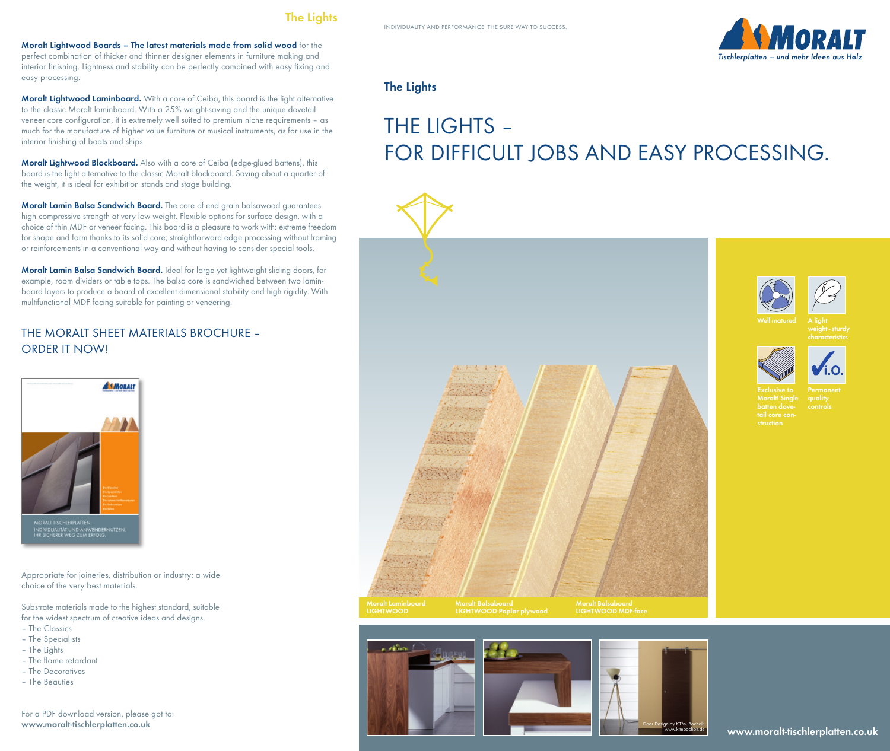## The Lights

**Moralt Lightwood Boards – The latest materials made from solid wood** for the perfect combination of thicker and thinner designer elements in furniture making and interior finishing. Lightness and stability can be perfectly combined with easy fixing and easy processing.

**Moralt Lightwood Laminboard.** With a core of Ceiba, this board is the light alternative to the classic Moralt laminboard. With a 25% weight-saving and the unique dovetail veneer core configuration, it is extremely well suited to premium niche requirements – as much for the manufacture of higher value furniture or musical instruments, as for use in the interior finishing of boats and ships.

**Moralt Lightwood Blockboard.** Also with a core of Ceiba (edge-glued battens), this board is the light alternative to the classic Moralt blockboard. Saving about a quarter of the weight, it is ideal for exhibition stands and stage building.

**Moralt Lamin Balsa Sandwich Board.** The core of end grain balsawood guarantees high compressive strength at very low weight. Flexible options for surface design, with a choice of thin MDF or veneer facing. This board is a pleasure to work with: extreme freedom for shape and form thanks to its solid core; straightforward edge processing without framing or reinforcements in a conventional way and without having to consider special tools.

**Moralt Lamin Balsa Sandwich Board.** Ideal for large yet lightweight sliding doors, for example, room dividers or table tops. The balsa core is sandwiched between two laminboard layers to produce a board of excellent dimensional stability and high rigidity. With multifunctional MDF facing suitable for painting or veneering.

## THE MORALT SHEET MATERIALS BROCHURE – ORDER IT NOW!

MORALT TISCHLERPLATTEN.
INDIVIDUALITÄT UND ANWENDERNUTZEN.
IHR SICHERER WEG ZUM ERFOLG.

Appropriate for joineries, distribution or industry: a wide choice of the very best materials.

Substrate materials made to the highest standard, suitable for the widest spectrum of creative ideas and designs.

- The Classics
- The Specialists
- The Lights
- The flame retardant
- The Decoratives
- The Beauties

For a PDF download version, please got to:
**www.moralt-tischlerplatten.co.uk**

INDIVIDUALITY AND PERFORMANCE. THE SURE WAY TO SUCCESS.

MORALT
Tischlerplatten – und mehr Ideen aus Holz

## The Lights

# THE LIGHTS – FOR DIFFICULT JOBS AND EASY PROCESSING.

Well matured

A light weight - sturdy characteristics

Exclusive to Moralt! Single batten dovetail core construction

Permanent quality controls

Moralt Laminboard LIGHTWOOD

Moralt Balsaboard LIGHTWOOD Poplar plywood

Moralt Balsaboard LIGHTWOOD MDF-face

Door Design by KTM, Bocholt, www.ktmbocholt.de

www.moralt-tischlerplatten.co.uk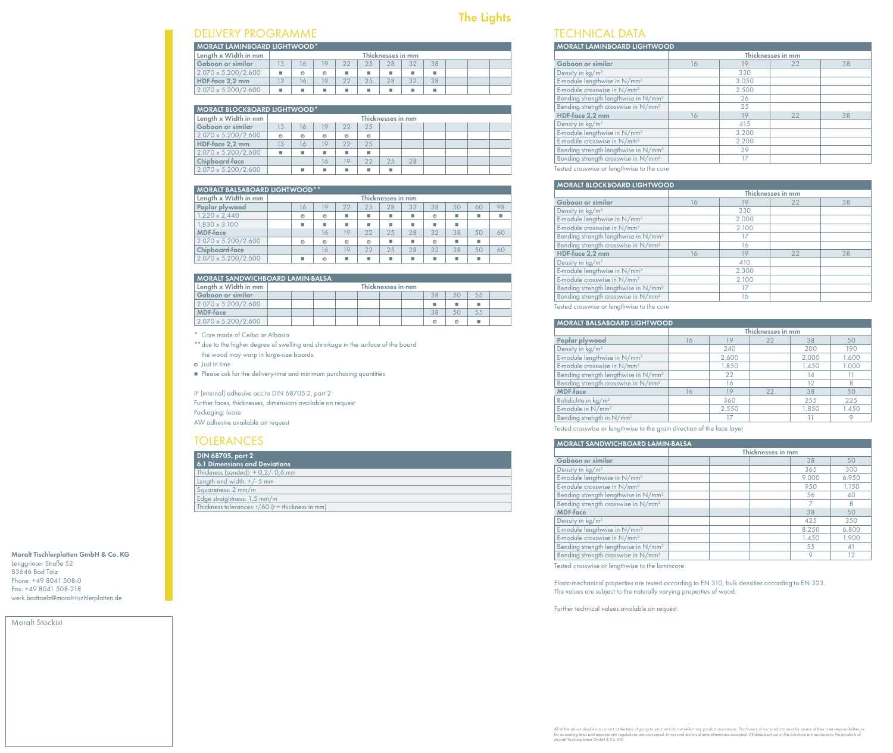# The Lights

## DELIVERY PROGRAMME

| MORALT LAMINBOARD LIGHTWOOD* | | | | | | | | | | | |
|---|---|---|---|---|---|---|---|---|---|---|---|
| Length x Width in mm | Thicknesses in mm | | | | | | | | | | |
| **Gaboon or similar** | 13 | 16 | 19 | 22 | 25 | 28 | 32 | 38 | | | |
| 2.070 x 5.200/2.600 | ■ | ● | ● | ■ | ■ | ■ | ■ | ■ | | | |
| **HDF-face 2,2 mm** | 13 | 16 | 19 | 22 | 25 | 28 | 32 | 38 | | | |
| 2.070 x 5.200/2.600 | ■ | ■ | ■ | ■ | ■ | ■ | ■ | ■ | | | |

| MORALT BLOCKBOARD LIGHTWOOD* | | | | | | | | | | | |
|---|---|---|---|---|---|---|---|---|---|---|---|
| Length x Width in mm | Thicknesses in mm | | | | | | | | | | |
| **Gaboon or similar** | 13 | 16 | 19 | 22 | 25 | | | | | | |
| 2.070 x 5.200/2.600 | ● | ● | ● | ● | ● | | | | | | |
| **HDF-face 2,2 mm** | 13 | 16 | 19 | 22 | 25 | | | | | | |
| 2.070 x 5.200/2.600 | ■ | ■ | ■ | ■ | ■ | | | | | | |
| **Chipboard-face** | | | 16 | 19 | 22 | 25 | 28 | | | | |
| 2.070 x 5.200/2.600 | | ■ | ■ | ■ | ■ | ■ | | | | | |

| MORALT BALSABOARD LIGHTWOOD** | | | | | | | | | | | |
|---|---|---|---|---|---|---|---|---|---|---|---|
| Length x Width in mm | Thicknesses in mm | | | | | | | | | | |
| **Poplar plywood** | | 16 | 19 | 22 | 25 | 28 | 32 | 38 | 50 | 60 | 98 |
| 1.220 x 2.440 | | ● | ● | ■ | ■ | ■ | ■ | ● | ■ | ■ | ■ |
| 1.830 x 3.100 | | ■ | ■ | ■ | ■ | ■ | ■ | ■ | ■ | | |
| **MDF-face** | | | 16 | 19 | 22 | 25 | 28 | 32 | 38 | 50 | 60 |
| 2.070 x 5.200/2.600 | | ● | ● | ● | ● | ■ | ■ | ● | ■ | ■ | |
| **Chipboard-face** | | | 16 | 19 | 22 | 25 | 28 | 32 | 38 | 50 | 60 |
| 2.070 x 5.200/2.600 | | ■ | ● | ■ | ■ | ■ | ■ | ■ | ■ | ■ | |

| MORALT SANDWICHBOARD LAMIN-BALSA | | | | | | | | | | | |
|---|---|---|---|---|---|---|---|---|---|---|---|
| Length x Width in mm | Thicknesses in mm | | | | | | | | | | |
| **Gaboon or similar** | | | | | | | | 38 | 50 | 55 | |
| 2.070 x 5.200/2.600 | | | | | | | | ■ | ■ | ■ | |
| **MDF-face** | | | | | | | | 38 | 50 | 55 | |
| 2.070 x 5.200/2.600 | | | | | | | | ● | ● | ■ | |

\* Core made of Ceiba or Albasia

** due to the higher degree of swelling and shrinkage in the surface of the board the wood may warp in large-size boards.

● Just in time

■ Please ask for the delivery-time and minimum purchasing quantities

IF (internal) adhesive acc.to DIN 68705-2, part 2
Further faces, thicknesses, dimensions available on request
Packaging: loose
AW adhesive available on request

## TOLERANCES

| DIN 68705, part 2<br>6.1 Dimensions and Deviations |
|---|
| Thickness (sanded): + 0,2/- 0,6 mm |
| Length and width: +/- 5 mm |
| Squareness: 2 mm/m |
| Edge straightness: 1,5 mm/m |
| Thickness tolerances: t/60 (t = thickness in mm) |

**Moralt Tischlerplatten GmbH & Co. KG**
Lenggrieser Straße 52
83646 Bad Tölz
Phone: +49 8041 508-0
Fax: +49 8041 508-218
werk.badtoelz@moralt-tischlerplatten.de

Moralt Stockist

## TECHNICAL DATA

| MORALT LAMINBOARD LIGHTWOOD | | | | |
|---|---|---|---|---|
| | Thicknesses in mm | | | |
| **Gaboon or similar** | 16 | 19 | 22 | 38 |
| Density in kg/m³ | | 330 | | |
| E-module lengthwise in N/mm² | | 3.050 | | |
| E-module crosswise in N/mm² | | 2.500 | | |
| Bending strength lengthwise in N/mm² | | 26 | | |
| Bending strength crosswise in N/mm² | | 25 | | |
| **HDF-face 2,2 mm** | 16 | 19 | 22 | 38 |
| Density in kg/m³ | | 415 | | |
| E-module lengthwise in N/mm² | | 3.200 | | |
| E-module crosswise in N/mm² | | 2.200 | | |
| Bending strength lengthwise in N/mm² | | 29 | | |
| Bending strength crosswise in N/mm² | | 17 | | |

Tested crosswise or lengthwise to the core

| MORALT BLOCKBOARD LIGHTWOOD | | | | |
|---|---|---|---|---|
| | Thicknesses in mm | | | |
| **Gaboon or similar** | 16 | 19 | 22 | 38 |
| Density in kg/m³ | | 330 | | |
| E-module lengthwise in N/mm² | | 2.000 | | |
| E-module crosswise in N/mm² | | 2.100 | | |
| Bending strength lengthwise in N/mm² | | 17 | | |
| Bending strength crosswise in N/mm² | | 16 | | |
| **HDF-face 2,2 mm** | 16 | 19 | 22 | 38 |
| Density in kg/m³ | | 410 | | |
| E-module lengthwise in N/mm² | | 2.300 | | |
| E-module crosswise in N/mm² | | 2.100 | | |
| Bending strength lengthwise in N/mm² | | 17 | | |
| Bending strength crosswise in N/mm² | | 16 | | |

Tested crosswise or lengthwise to the core

| MORALT BALSABOARD LIGHTWOOD | | | | | |
|---|---|---|---|---|---|
| | Thicknesses in mm | | | | |
| **Poplar plywood** | 16 | 19 | 22 | 38 | 50 |
| Density in kg/m³ | | 240 | | 200 | 190 |
| E-module lengthwise in N/mm² | | 2.600 | | 2.000 | 1.600 |
| E-module crosswise in N/mm² | | 1.850 | | 1.450 | 1.000 |
| Bending strength lengthwise in N/mm² | | 22 | | 14 | 11 |
| Bending strength crosswise in N/mm² | | 16 | | 12 | 8 |
| **MDF-face** | 16 | 19 | 22 | 38 | 50 |
| Rohdichte in kg/m³ | | 360 | | 255 | 225 |
| E-module in N/mm² | | 2.550 | | 1.850 | 1.450 |
| Bending strength in N/mm² | | 17 | | 11 | 9 |

Tested crosswise or lengthwise to the grain direction of the face layer

| MORALT SANDWICHBOARD LAMIN-BALSA | | | | | |
|---|---|---|---|---|---|
| | Thicknesses in mm | | | | |
| **Gaboon or similar** | | | | 38 | 50 |
| Density in kg/m³ | | | | 365 | 300 |
| E-module lengthwise in N/mm² | | | | 9.000 | 6.950 |
| E-module crosswise in N/mm² | | | | 950 | 1.150 |
| Bending strength lengthwise in N/mm² | | | | 56 | 40 |
| Bending strength crosswise in N/mm² | | | | 7 | 8 |
| **MDF-face** | | | | 38 | 50 |
| Density in kg/m³ | | | | 425 | 350 |
| E-module lengthwise in N/mm² | | | | 8.250 | 6.800 |
| E-module crosswise in N/mm² | | | | 1.450 | 1.900 |
| Bending strength lengthwise in N/mm² | | | | 55 | 41 |
| Bending strength crosswise in N/mm² | | | | 9 | 12 |

Tested crosswise or lengthwise to the lamincore

Elasto-mechanical properties are tested according to EN 310, bulk densities according to EN 323.
The values are subject to the naturally varying properties of wood.

Further technical values available on request.

*All of the above details are correct at the time of going to print and do not reflect any product assurances. Purchasers of our products must be aware of their own responsibilities so far as existing laws and appropriate regulations are concerned. Errors and technical amendmentsare excepted. All details set out in this brochure are exclusive to the products of Moralt Tischlerplatten GmbH & Co. KG.*